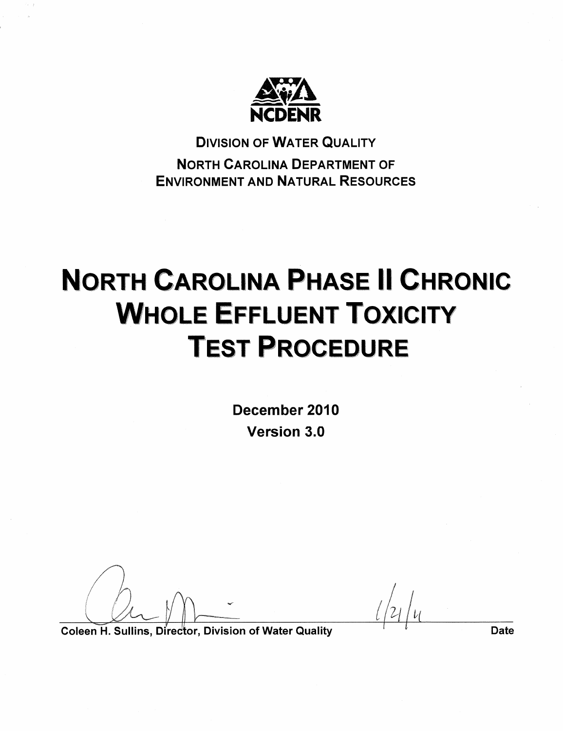NCDENR

DIVISION OF WATER QUALITY

NORTH CAROLINA DEPARTMENT OF ENVIRONMENT AND NATURAL RESOURCES

# NORTH CAROLINA PHASE II CHRONIC WHOLE EFFLUENT TOXICITY TEST PROCEDURE

**December 2010**

**Version 3.0**

Coleen H. Sullins, Director, Division of Water Quality — 1/21/11

Date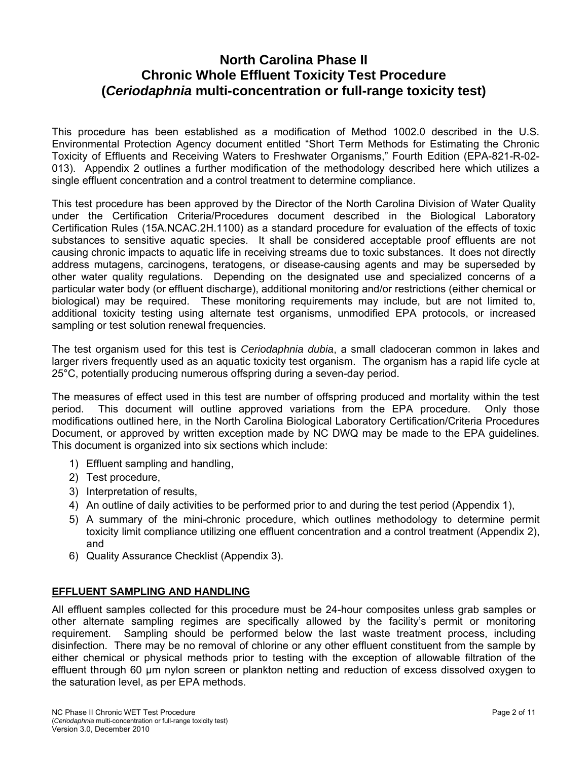# North Carolina Phase II Chronic Whole Effluent Toxicity Test Procedure (*Ceriodaphnia* multi-concentration or full-range toxicity test)

This procedure has been established as a modification of Method 1002.0 described in the U.S. Environmental Protection Agency document entitled "Short Term Methods for Estimating the Chronic Toxicity of Effluents and Receiving Waters to Freshwater Organisms," Fourth Edition (EPA-821-R-02-013). Appendix 2 outlines a further modification of the methodology described here which utilizes a single effluent concentration and a control treatment to determine compliance.

This test procedure has been approved by the Director of the North Carolina Division of Water Quality under the Certification Criteria/Procedures document described in the Biological Laboratory Certification Rules (15A.NCAC.2H.1100) as a standard procedure for evaluation of the effects of toxic substances to sensitive aquatic species. It shall be considered acceptable proof effluents are not causing chronic impacts to aquatic life in receiving streams due to toxic substances. It does not directly address mutagens, carcinogens, teratogens, or disease-causing agents and may be superseded by other water quality regulations. Depending on the designated use and specialized concerns of a particular water body (or effluent discharge), additional monitoring and/or restrictions (either chemical or biological) may be required. These monitoring requirements may include, but are not limited to, additional toxicity testing using alternate test organisms, unmodified EPA protocols, or increased sampling or test solution renewal frequencies.

The test organism used for this test is *Ceriodaphnia dubia*, a small cladoceran common in lakes and larger rivers frequently used as an aquatic toxicity test organism. The organism has a rapid life cycle at 25°C, potentially producing numerous offspring during a seven-day period.

The measures of effect used in this test are number of offspring produced and mortality within the test period. This document will outline approved variations from the EPA procedure. Only those modifications outlined here, in the North Carolina Biological Laboratory Certification/Criteria Procedures Document, or approved by written exception made by NC DWQ may be made to the EPA guidelines. This document is organized into six sections which include:

1) Effluent sampling and handling,
2) Test procedure,
3) Interpretation of results,
4) An outline of daily activities to be performed prior to and during the test period (Appendix 1),
5) A summary of the mini-chronic procedure, which outlines methodology to determine permit toxicity limit compliance utilizing one effluent concentration and a control treatment (Appendix 2), and
6) Quality Assurance Checklist (Appendix 3).

## EFFLUENT SAMPLING AND HANDLING

All effluent samples collected for this procedure must be 24-hour composites unless grab samples or other alternate sampling regimes are specifically allowed by the facility's permit or monitoring requirement. Sampling should be performed below the last waste treatment process, including disinfection. There may be no removal of chlorine or any other effluent constituent from the sample by either chemical or physical methods prior to testing with the exception of allowable filtration of the effluent through 60 µm nylon screen or plankton netting and reduction of excess dissolved oxygen to the saturation level, as per EPA methods.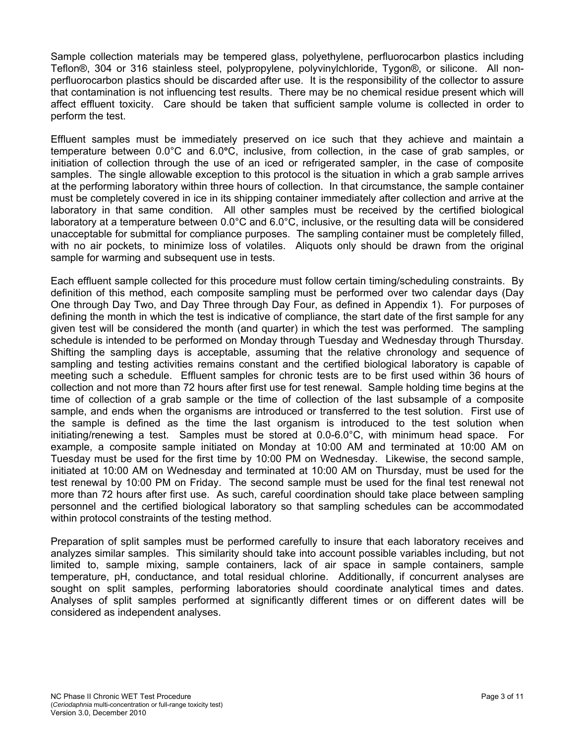Sample collection materials may be tempered glass, polyethylene, perfluorocarbon plastics including Teflon®, 304 or 316 stainless steel, polypropylene, polyvinylchloride, Tygon®, or silicone. All non-perfluorocarbon plastics should be discarded after use. It is the responsibility of the collector to assure that contamination is not influencing test results. There may be no chemical residue present which will affect effluent toxicity. Care should be taken that sufficient sample volume is collected in order to perform the test.

Effluent samples must be immediately preserved on ice such that they achieve and maintain a temperature between 0.0°C and 6.0°C, inclusive, from collection, in the case of grab samples, or initiation of collection through the use of an iced or refrigerated sampler, in the case of composite samples. The single allowable exception to this protocol is the situation in which a grab sample arrives at the performing laboratory within three hours of collection. In that circumstance, the sample container must be completely covered in ice in its shipping container immediately after collection and arrive at the laboratory in that same condition. All other samples must be received by the certified biological laboratory at a temperature between 0.0°C and 6.0°C, inclusive, or the resulting data will be considered unacceptable for submittal for compliance purposes. The sampling container must be completely filled, with no air pockets, to minimize loss of volatiles. Aliquots only should be drawn from the original sample for warming and subsequent use in tests.

Each effluent sample collected for this procedure must follow certain timing/scheduling constraints. By definition of this method, each composite sampling must be performed over two calendar days (Day One through Day Two, and Day Three through Day Four, as defined in Appendix 1). For purposes of defining the month in which the test is indicative of compliance, the start date of the first sample for any given test will be considered the month (and quarter) in which the test was performed. The sampling schedule is intended to be performed on Monday through Tuesday and Wednesday through Thursday. Shifting the sampling days is acceptable, assuming that the relative chronology and sequence of sampling and testing activities remains constant and the certified biological laboratory is capable of meeting such a schedule. Effluent samples for chronic tests are to be first used within 36 hours of collection and not more than 72 hours after first use for test renewal. Sample holding time begins at the time of collection of a grab sample or the time of collection of the last subsample of a composite sample, and ends when the organisms are introduced or transferred to the test solution. First use of the sample is defined as the time the last organism is introduced to the test solution when initiating/renewing a test. Samples must be stored at 0.0-6.0°C, with minimum head space. For example, a composite sample initiated on Monday at 10:00 AM and terminated at 10:00 AM on Tuesday must be used for the first time by 10:00 PM on Wednesday. Likewise, the second sample, initiated at 10:00 AM on Wednesday and terminated at 10:00 AM on Thursday, must be used for the test renewal by 10:00 PM on Friday. The second sample must be used for the final test renewal not more than 72 hours after first use. As such, careful coordination should take place between sampling personnel and the certified biological laboratory so that sampling schedules can be accommodated within protocol constraints of the testing method.

Preparation of split samples must be performed carefully to insure that each laboratory receives and analyzes similar samples. This similarity should take into account possible variables including, but not limited to, sample mixing, sample containers, lack of air space in sample containers, sample temperature, pH, conductance, and total residual chlorine. Additionally, if concurrent analyses are sought on split samples, performing laboratories should coordinate analytical times and dates. Analyses of split samples performed at significantly different times or on different dates will be considered as independent analyses.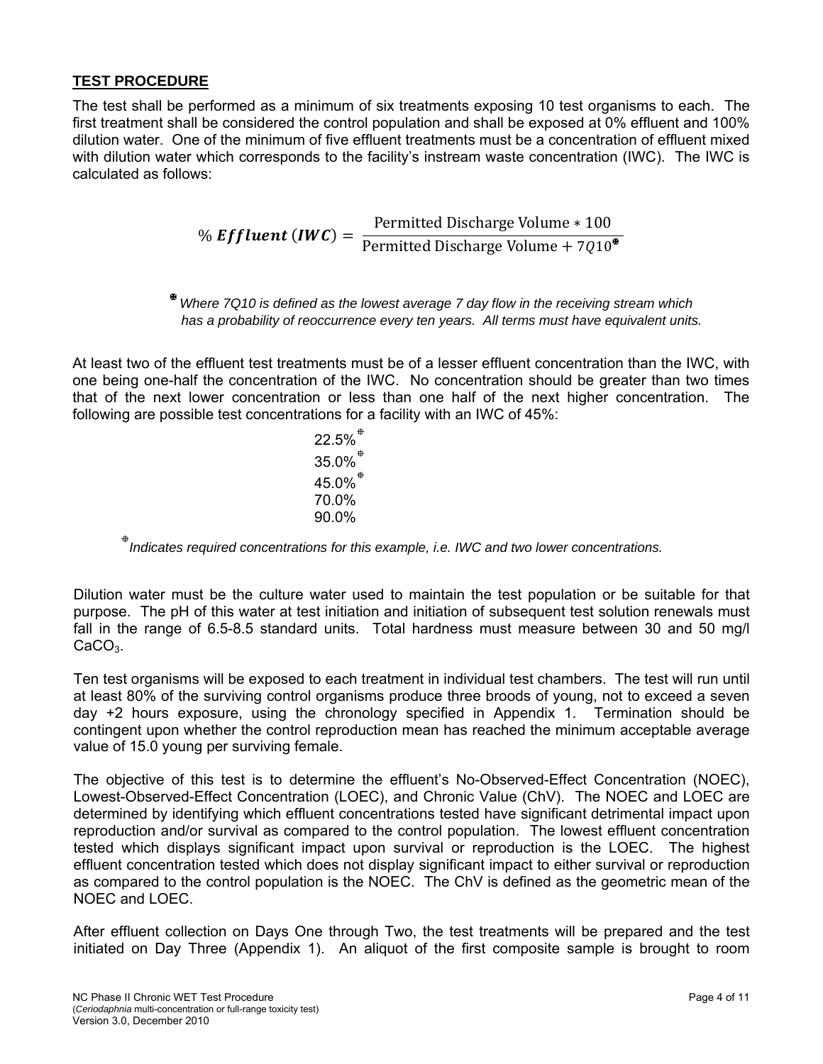**TEST PROCEDURE**

The test shall be performed as a minimum of six treatments exposing 10 test organisms to each. The first treatment shall be considered the control population and shall be exposed at 0% effluent and 100% dilution water. One of the minimum of five effluent treatments must be a concentration of effluent mixed with dilution water which corresponds to the facility's instream waste concentration (IWC). The IWC is calculated as follows:

$$\% \, \boldsymbol{Effluent} \, (\boldsymbol{IWC}) = \frac{\text{Permitted Discharge Volume} * 100}{\text{Permitted Discharge Volume} + 7Q10^{*}}$$

\* *Where 7Q10 is defined as the lowest average 7 day flow in the receiving stream which has a probability of reoccurrence every ten years. All terms must have equivalent units.*

At least two of the effluent test treatments must be of a lesser effluent concentration than the IWC, with one being one-half the concentration of the IWC. No concentration should be greater than two times that of the next lower concentration or less than one half of the next higher concentration. The following are possible test concentrations for a facility with an IWC of 45%:

22.5%[⊕]
35.0%[⊕]
45.0%[⊕]
70.0%
90.0%

[⊕] *Indicates required concentrations for this example, i.e. IWC and two lower concentrations.*

Dilution water must be the culture water used to maintain the test population or be suitable for that purpose. The pH of this water at test initiation and initiation of subsequent test solution renewals must fall in the range of 6.5-8.5 standard units. Total hardness must measure between 30 and 50 mg/l $CaCO_3$.

Ten test organisms will be exposed to each treatment in individual test chambers. The test will run until at least 80% of the surviving control organisms produce three broods of young, not to exceed a seven day +2 hours exposure, using the chronology specified in Appendix 1. Termination should be contingent upon whether the control reproduction mean has reached the minimum acceptable average value of 15.0 young per surviving female.

The objective of this test is to determine the effluent's No-Observed-Effect Concentration (NOEC), Lowest-Observed-Effect Concentration (LOEC), and Chronic Value (ChV). The NOEC and LOEC are determined by identifying which effluent concentrations tested have significant detrimental impact upon reproduction and/or survival as compared to the control population. The lowest effluent concentration tested which displays significant impact upon survival or reproduction is the LOEC. The highest effluent concentration tested which does not display significant impact to either survival or reproduction as compared to the control population is the NOEC. The ChV is defined as the geometric mean of the NOEC and LOEC.

After effluent collection on Days One through Two, the test treatments will be prepared and the test initiated on Day Three (Appendix 1). An aliquot of the first composite sample is brought to room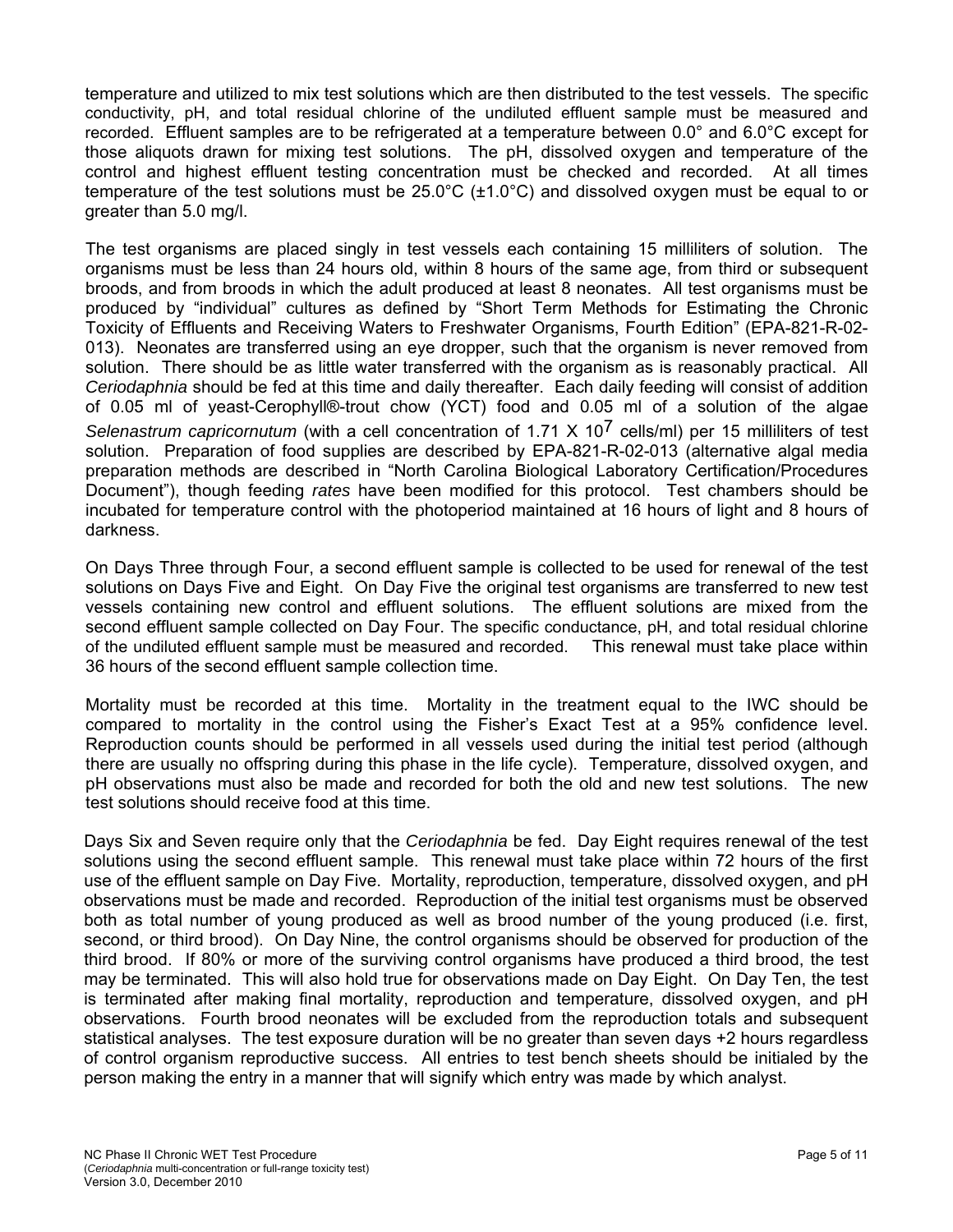temperature and utilized to mix test solutions which are then distributed to the test vessels. The specific conductivity, pH, and total residual chlorine of the undiluted effluent sample must be measured and recorded. Effluent samples are to be refrigerated at a temperature between 0.0° and 6.0°C except for those aliquots drawn for mixing test solutions. The pH, dissolved oxygen and temperature of the control and highest effluent testing concentration must be checked and recorded. At all times temperature of the test solutions must be 25.0°C (±1.0°C) and dissolved oxygen must be equal to or greater than 5.0 mg/l.

The test organisms are placed singly in test vessels each containing 15 milliliters of solution. The organisms must be less than 24 hours old, within 8 hours of the same age, from third or subsequent broods, and from broods in which the adult produced at least 8 neonates. All test organisms must be produced by "individual" cultures as defined by "Short Term Methods for Estimating the Chronic Toxicity of Effluents and Receiving Waters to Freshwater Organisms, Fourth Edition" (EPA-821-R-02-013). Neonates are transferred using an eye dropper, such that the organism is never removed from solution. There should be as little water transferred with the organism as is reasonably practical. All *Ceriodaphnia* should be fed at this time and daily thereafter. Each daily feeding will consist of addition of 0.05 ml of yeast-Cerophyll®-trout chow (YCT) food and 0.05 ml of a solution of the algae *Selenastrum capricornutum* (with a cell concentration of $1.71 \times 10^7$ cells/ml) per 15 milliliters of test solution. Preparation of food supplies are described by EPA-821-R-02-013 (alternative algal media preparation methods are described in "North Carolina Biological Laboratory Certification/Procedures Document"), though feeding *rates* have been modified for this protocol. Test chambers should be incubated for temperature control with the photoperiod maintained at 16 hours of light and 8 hours of darkness.

On Days Three through Four, a second effluent sample is collected to be used for renewal of the test solutions on Days Five and Eight. On Day Five the original test organisms are transferred to new test vessels containing new control and effluent solutions. The effluent solutions are mixed from the second effluent sample collected on Day Four. The specific conductance, pH, and total residual chlorine of the undiluted effluent sample must be measured and recorded. This renewal must take place within 36 hours of the second effluent sample collection time.

Mortality must be recorded at this time. Mortality in the treatment equal to the IWC should be compared to mortality in the control using the Fisher's Exact Test at a 95% confidence level. Reproduction counts should be performed in all vessels used during the initial test period (although there are usually no offspring during this phase in the life cycle). Temperature, dissolved oxygen, and pH observations must also be made and recorded for both the old and new test solutions. The new test solutions should receive food at this time.

Days Six and Seven require only that the *Ceriodaphnia* be fed. Day Eight requires renewal of the test solutions using the second effluent sample. This renewal must take place within 72 hours of the first use of the effluent sample on Day Five. Mortality, reproduction, temperature, dissolved oxygen, and pH observations must be made and recorded. Reproduction of the initial test organisms must be observed both as total number of young produced as well as brood number of the young produced (i.e. first, second, or third brood). On Day Nine, the control organisms should be observed for production of the third brood. If 80% or more of the surviving control organisms have produced a third brood, the test may be terminated. This will also hold true for observations made on Day Eight. On Day Ten, the test is terminated after making final mortality, reproduction and temperature, dissolved oxygen, and pH observations. Fourth brood neonates will be excluded from the reproduction totals and subsequent statistical analyses. The test exposure duration will be no greater than seven days +2 hours regardless of control organism reproductive success. All entries to test bench sheets should be initialed by the person making the entry in a manner that will signify which entry was made by which analyst.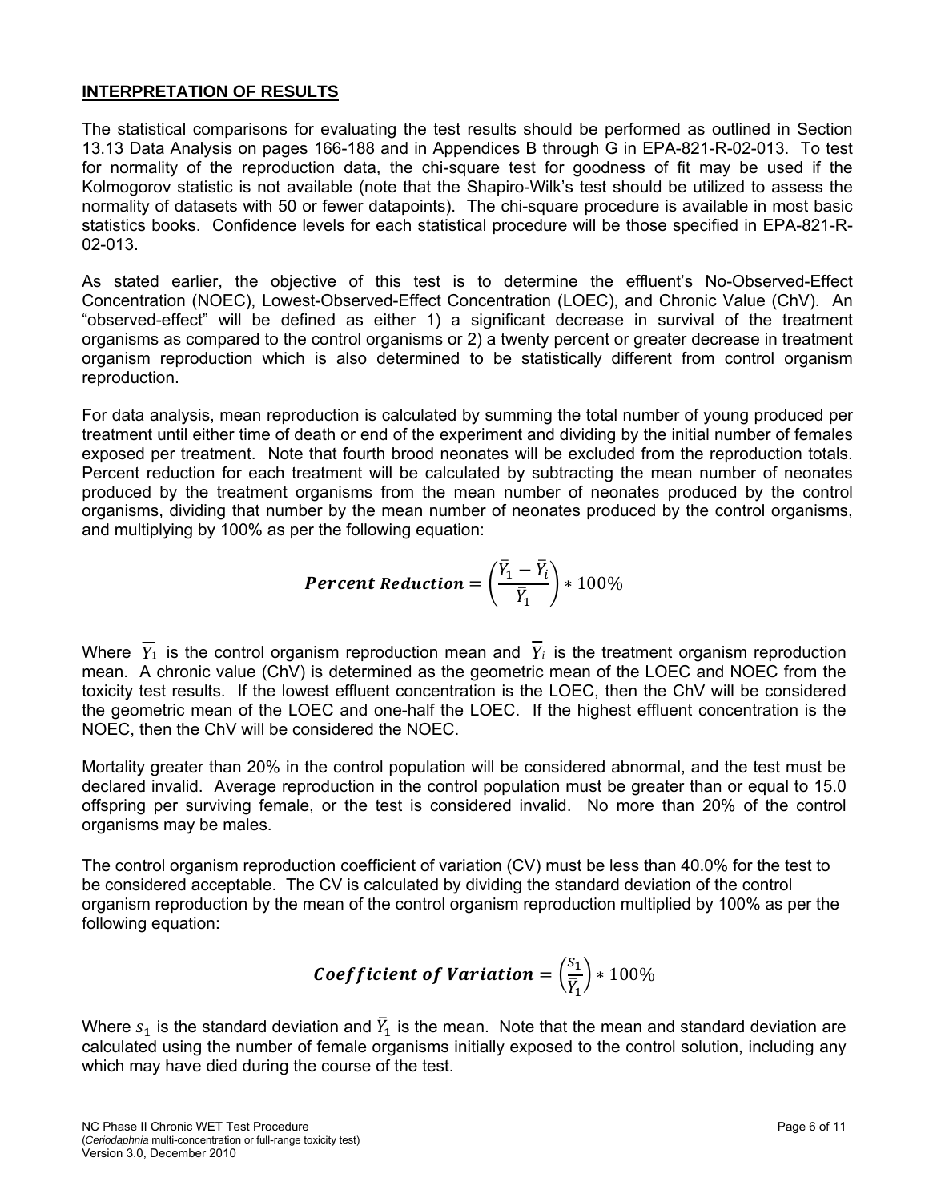## INTERPRETATION OF RESULTS

The statistical comparisons for evaluating the test results should be performed as outlined in Section 13.13 Data Analysis on pages 166-188 and in Appendices B through G in EPA-821-R-02-013. To test for normality of the reproduction data, the chi-square test for goodness of fit may be used if the Kolmogorov statistic is not available (note that the Shapiro-Wilk's test should be utilized to assess the normality of datasets with 50 or fewer datapoints). The chi-square procedure is available in most basic statistics books. Confidence levels for each statistical procedure will be those specified in EPA-821-R-02-013.

As stated earlier, the objective of this test is to determine the effluent's No-Observed-Effect Concentration (NOEC), Lowest-Observed-Effect Concentration (LOEC), and Chronic Value (ChV). An "observed-effect" will be defined as either 1) a significant decrease in survival of the treatment organisms as compared to the control organisms or 2) a twenty percent or greater decrease in treatment organism reproduction which is also determined to be statistically different from control organism reproduction.

For data analysis, mean reproduction is calculated by summing the total number of young produced per treatment until either time of death or end of the experiment and dividing by the initial number of females exposed per treatment. Note that fourth brood neonates will be excluded from the reproduction totals. Percent reduction for each treatment will be calculated by subtracting the mean number of neonates produced by the treatment organisms from the mean number of neonates produced by the control organisms, dividing that number by the mean number of neonates produced by the control organisms, and multiplying by 100% as per the following equation:

$$\textbf{\textit{Percent Reduction}} = \left(\frac{\bar{Y}_1 - \bar{Y}_i}{\bar{Y}_1}\right) * 100\%$$

Where $\bar{Y}_1$ is the control organism reproduction mean and $\bar{Y}_i$ is the treatment organism reproduction mean. A chronic value (ChV) is determined as the geometric mean of the LOEC and NOEC from the toxicity test results. If the lowest effluent concentration is the LOEC, then the ChV will be considered the geometric mean of the LOEC and one-half the LOEC. If the highest effluent concentration is the NOEC, then the ChV will be considered the NOEC.

Mortality greater than 20% in the control population will be considered abnormal, and the test must be declared invalid. Average reproduction in the control population must be greater than or equal to 15.0 offspring per surviving female, or the test is considered invalid. No more than 20% of the control organisms may be males.

The control organism reproduction coefficient of variation (CV) must be less than 40.0% for the test to be considered acceptable. The CV is calculated by dividing the standard deviation of the control organism reproduction by the mean of the control organism reproduction multiplied by 100% as per the following equation:

$$\textbf{\textit{Coefficient of Variation}} = \left(\frac{s_1}{\bar{Y}_1}\right) * 100\%$$

Where $s_1$ is the standard deviation and $\bar{Y}_1$ is the mean. Note that the mean and standard deviation are calculated using the number of female organisms initially exposed to the control solution, including any which may have died during the course of the test.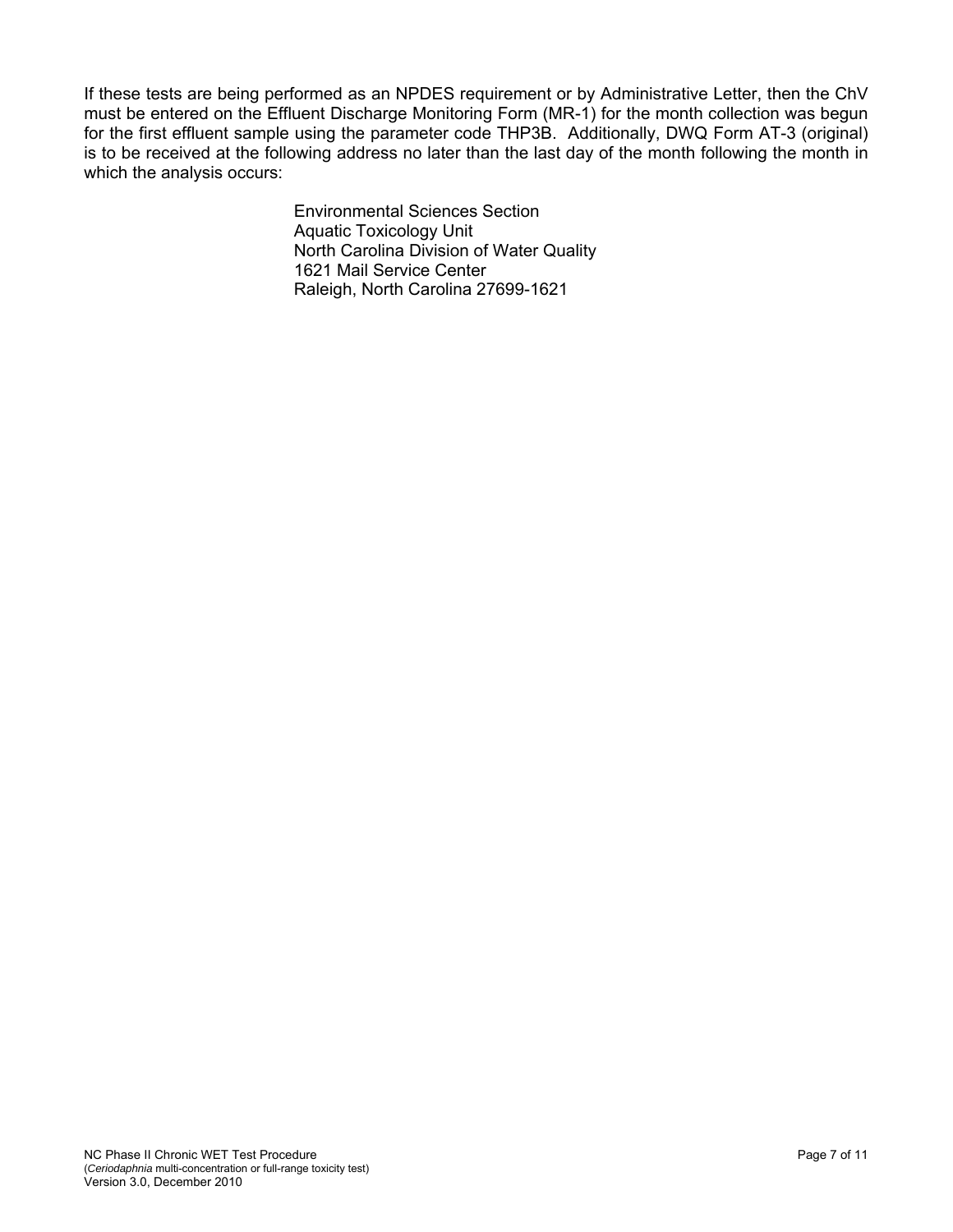If these tests are being performed as an NPDES requirement or by Administrative Letter, then the ChV must be entered on the Effluent Discharge Monitoring Form (MR-1) for the month collection was begun for the first effluent sample using the parameter code THP3B. Additionally, DWQ Form AT-3 (original) is to be received at the following address no later than the last day of the month following the month in which the analysis occurs:

Environmental Sciences Section
Aquatic Toxicology Unit
North Carolina Division of Water Quality
1621 Mail Service Center
Raleigh, North Carolina 27699-1621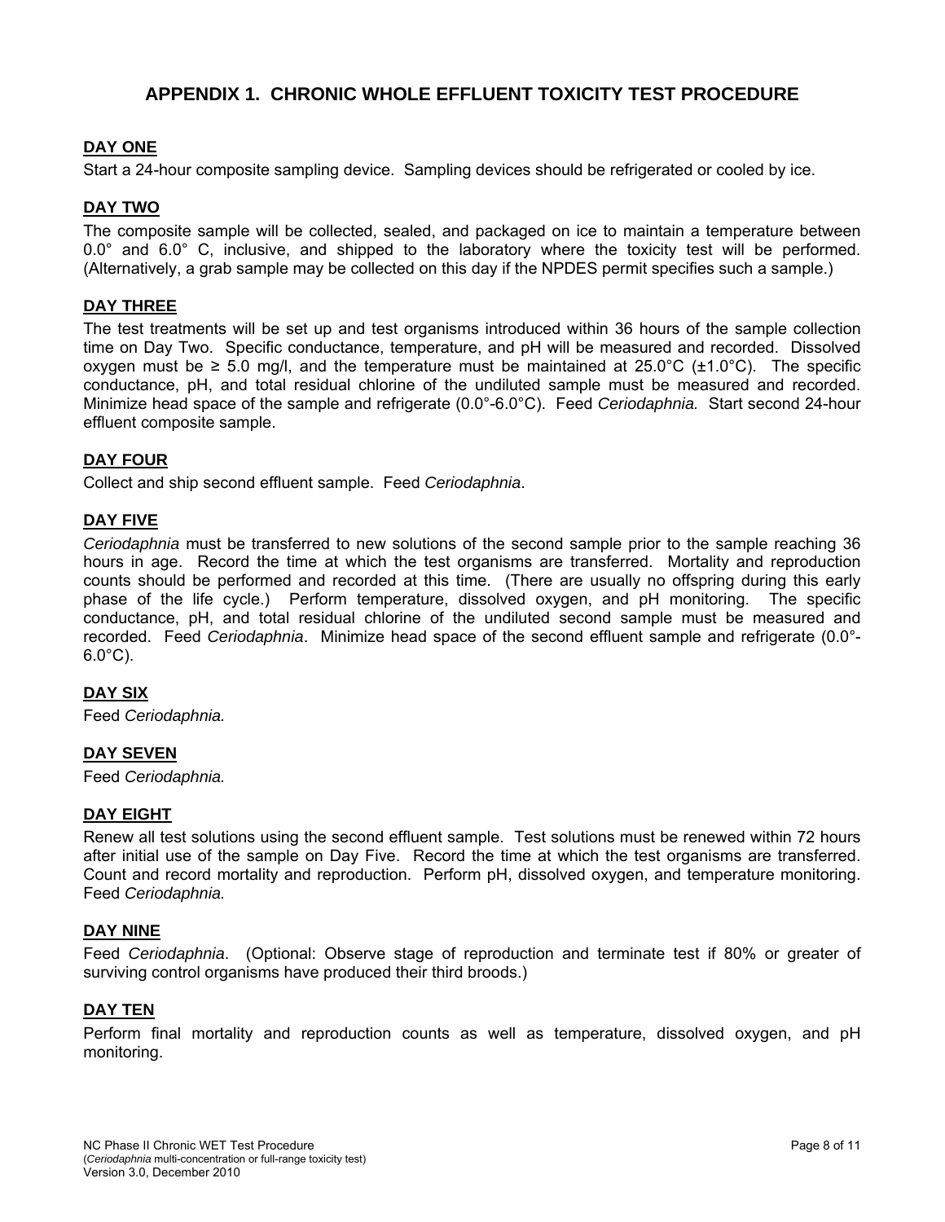# APPENDIX 1. CHRONIC WHOLE EFFLUENT TOXICITY TEST PROCEDURE

## DAY ONE

Start a 24-hour composite sampling device. Sampling devices should be refrigerated or cooled by ice.

## DAY TWO

The composite sample will be collected, sealed, and packaged on ice to maintain a temperature between 0.0° and 6.0° C, inclusive, and shipped to the laboratory where the toxicity test will be performed. (Alternatively, a grab sample may be collected on this day if the NPDES permit specifies such a sample.)

## DAY THREE

The test treatments will be set up and test organisms introduced within 36 hours of the sample collection time on Day Two. Specific conductance, temperature, and pH will be measured and recorded. Dissolved oxygen must be ≥ 5.0 mg/l, and the temperature must be maintained at 25.0°C (±1.0°C). The specific conductance, pH, and total residual chlorine of the undiluted sample must be measured and recorded. Minimize head space of the sample and refrigerate (0.0°-6.0°C). Feed *Ceriodaphnia.* Start second 24-hour effluent composite sample.

## DAY FOUR

Collect and ship second effluent sample. Feed *Ceriodaphnia*.

## DAY FIVE

*Ceriodaphnia* must be transferred to new solutions of the second sample prior to the sample reaching 36 hours in age. Record the time at which the test organisms are transferred. Mortality and reproduction counts should be performed and recorded at this time. (There are usually no offspring during this early phase of the life cycle.) Perform temperature, dissolved oxygen, and pH monitoring. The specific conductance, pH, and total residual chlorine of the undiluted second sample must be measured and recorded. Feed *Ceriodaphnia*. Minimize head space of the second effluent sample and refrigerate (0.0°-6.0°C).

## DAY SIX

Feed *Ceriodaphnia.*

## DAY SEVEN

Feed *Ceriodaphnia.*

## DAY EIGHT

Renew all test solutions using the second effluent sample. Test solutions must be renewed within 72 hours after initial use of the sample on Day Five. Record the time at which the test organisms are transferred. Count and record mortality and reproduction. Perform pH, dissolved oxygen, and temperature monitoring. Feed *Ceriodaphnia.*

## DAY NINE

Feed *Ceriodaphnia*. (Optional: Observe stage of reproduction and terminate test if 80% or greater of surviving control organisms have produced their third broods.)

## DAY TEN

Perform final mortality and reproduction counts as well as temperature, dissolved oxygen, and pH monitoring.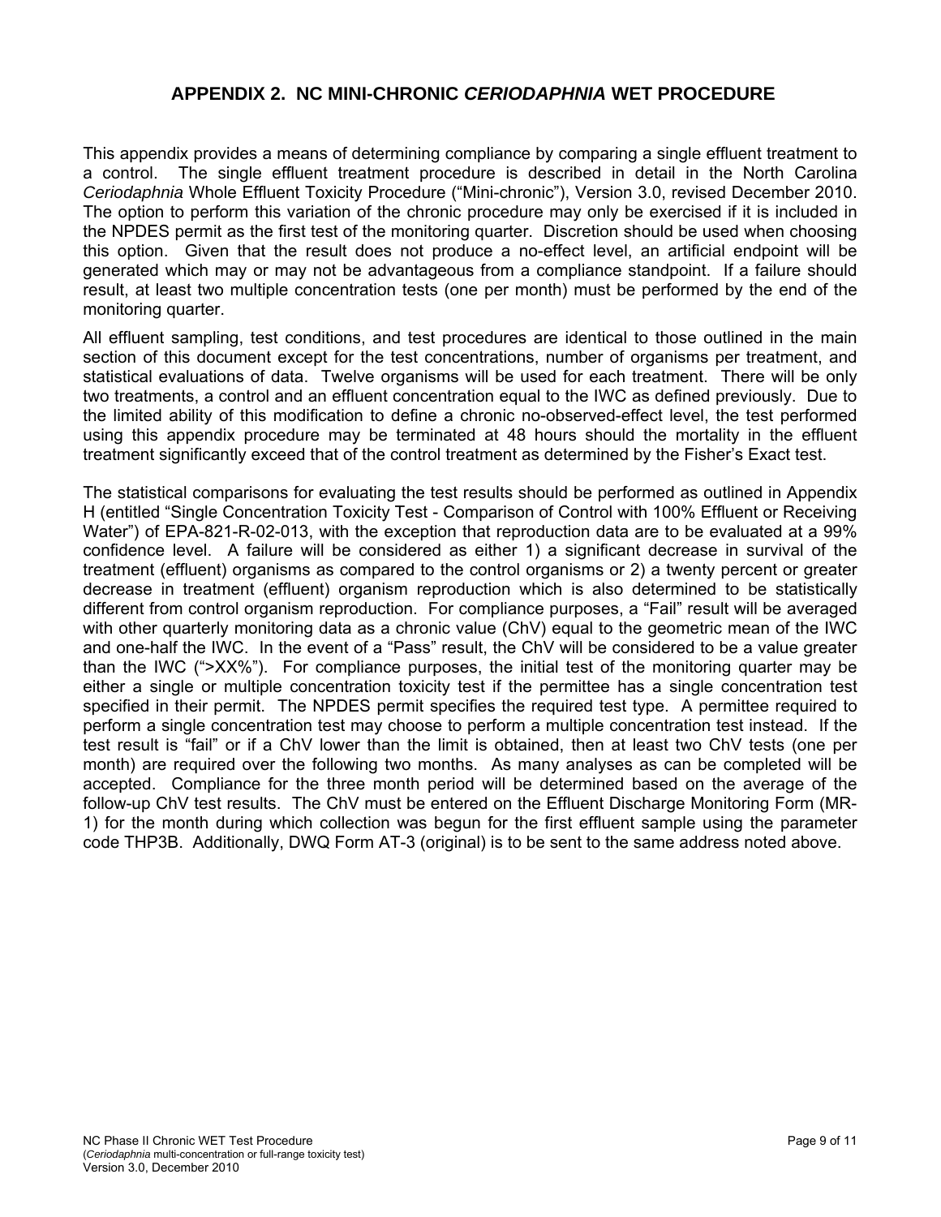## APPENDIX 2. NC MINI-CHRONIC *CERIODAPHNIA* WET PROCEDURE

This appendix provides a means of determining compliance by comparing a single effluent treatment to a control. The single effluent treatment procedure is described in detail in the North Carolina *Ceriodaphnia* Whole Effluent Toxicity Procedure ("Mini-chronic"), Version 3.0, revised December 2010. The option to perform this variation of the chronic procedure may only be exercised if it is included in the NPDES permit as the first test of the monitoring quarter. Discretion should be used when choosing this option. Given that the result does not produce a no-effect level, an artificial endpoint will be generated which may or may not be advantageous from a compliance standpoint. If a failure should result, at least two multiple concentration tests (one per month) must be performed by the end of the monitoring quarter.

All effluent sampling, test conditions, and test procedures are identical to those outlined in the main section of this document except for the test concentrations, number of organisms per treatment, and statistical evaluations of data. Twelve organisms will be used for each treatment. There will be only two treatments, a control and an effluent concentration equal to the IWC as defined previously. Due to the limited ability of this modification to define a chronic no-observed-effect level, the test performed using this appendix procedure may be terminated at 48 hours should the mortality in the effluent treatment significantly exceed that of the control treatment as determined by the Fisher's Exact test.

The statistical comparisons for evaluating the test results should be performed as outlined in Appendix H (entitled "Single Concentration Toxicity Test - Comparison of Control with 100% Effluent or Receiving Water") of EPA-821-R-02-013, with the exception that reproduction data are to be evaluated at a 99% confidence level. A failure will be considered as either 1) a significant decrease in survival of the treatment (effluent) organisms as compared to the control organisms or 2) a twenty percent or greater decrease in treatment (effluent) organism reproduction which is also determined to be statistically different from control organism reproduction. For compliance purposes, a "Fail" result will be averaged with other quarterly monitoring data as a chronic value (ChV) equal to the geometric mean of the IWC and one-half the IWC. In the event of a "Pass" result, the ChV will be considered to be a value greater than the IWC (">XX%"). For compliance purposes, the initial test of the monitoring quarter may be either a single or multiple concentration toxicity test if the permittee has a single concentration test specified in their permit. The NPDES permit specifies the required test type. A permittee required to perform a single concentration test may choose to perform a multiple concentration test instead. If the test result is "fail" or if a ChV lower than the limit is obtained, then at least two ChV tests (one per month) are required over the following two months. As many analyses as can be completed will be accepted. Compliance for the three month period will be determined based on the average of the follow-up ChV test results. The ChV must be entered on the Effluent Discharge Monitoring Form (MR-1) for the month during which collection was begun for the first effluent sample using the parameter code THP3B. Additionally, DWQ Form AT-3 (original) is to be sent to the same address noted above.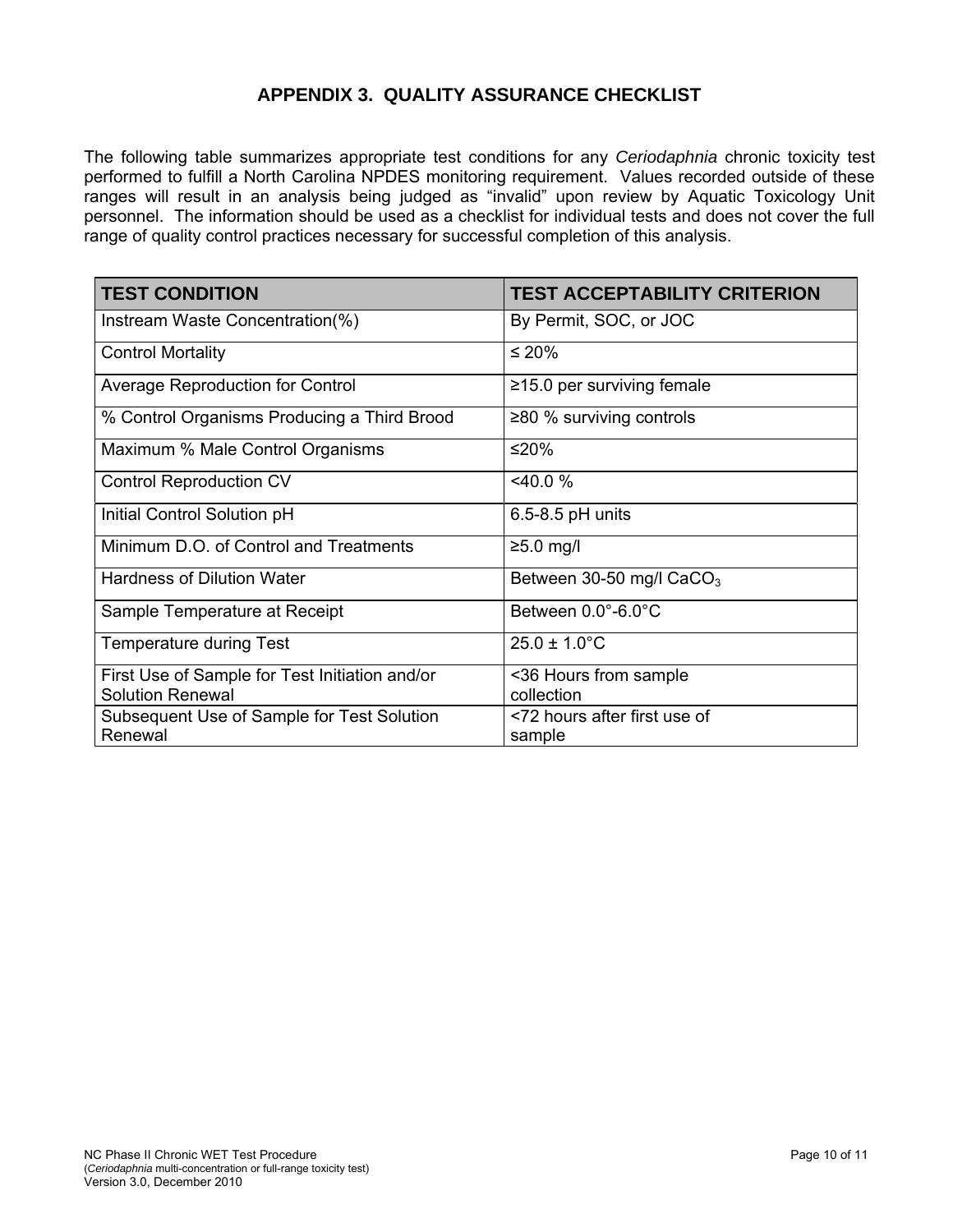# APPENDIX 3. QUALITY ASSURANCE CHECKLIST

The following table summarizes appropriate test conditions for any *Ceriodaphnia* chronic toxicity test performed to fulfill a North Carolina NPDES monitoring requirement. Values recorded outside of these ranges will result in an analysis being judged as "invalid" upon review by Aquatic Toxicology Unit personnel. The information should be used as a checklist for individual tests and does not cover the full range of quality control practices necessary for successful completion of this analysis.

| TEST CONDITION | TEST ACCEPTABILITY CRITERION |
|---|---|
| Instream Waste Concentration(%) | By Permit, SOC, or JOC |
| Control Mortality | ≤ 20% |
| Average Reproduction for Control | ≥15.0 per surviving female |
| % Control Organisms Producing a Third Brood | ≥80 % surviving controls |
| Maximum % Male Control Organisms | ≤20% |
| Control Reproduction CV | <40.0 % |
| Initial Control Solution pH | 6.5-8.5 pH units |
| Minimum D.O. of Control and Treatments | ≥5.0 mg/l |
| Hardness of Dilution Water | Between 30-50 mg/l $CaCO_3$ |
| Sample Temperature at Receipt | Between 0.0°-6.0°C |
| Temperature during Test | 25.0 ± 1.0°C |
| First Use of Sample for Test Initiation and/or Solution Renewal | <36 Hours from sample collection |
| Subsequent Use of Sample for Test Solution Renewal | <72 hours after first use of sample |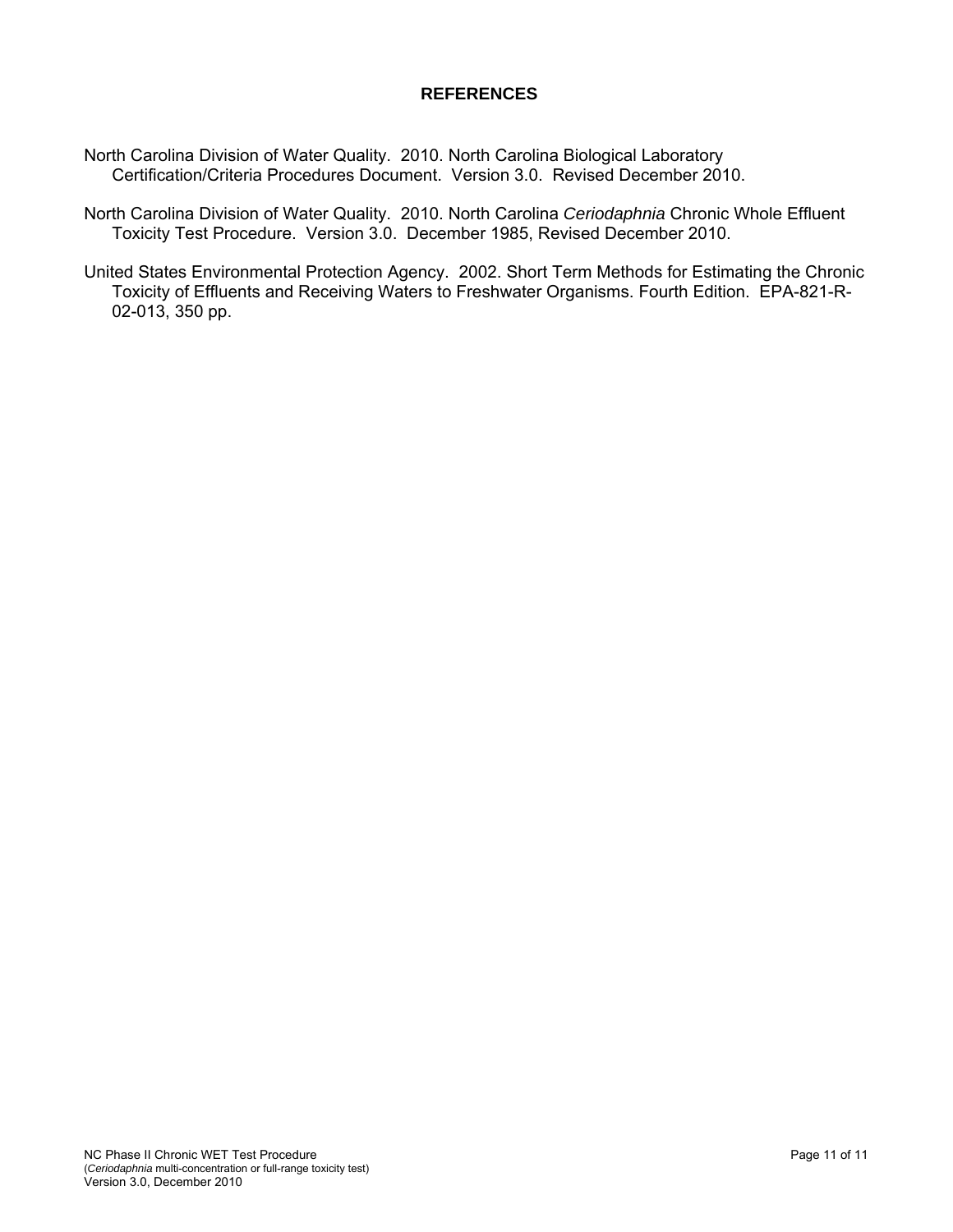# REFERENCES

North Carolina Division of Water Quality. 2010. North Carolina Biological Laboratory Certification/Criteria Procedures Document. Version 3.0. Revised December 2010.

North Carolina Division of Water Quality. 2010. North Carolina *Ceriodaphnia* Chronic Whole Effluent Toxicity Test Procedure. Version 3.0. December 1985, Revised December 2010.

United States Environmental Protection Agency. 2002. Short Term Methods for Estimating the Chronic Toxicity of Effluents and Receiving Waters to Freshwater Organisms. Fourth Edition. EPA-821-R-02-013, 350 pp.